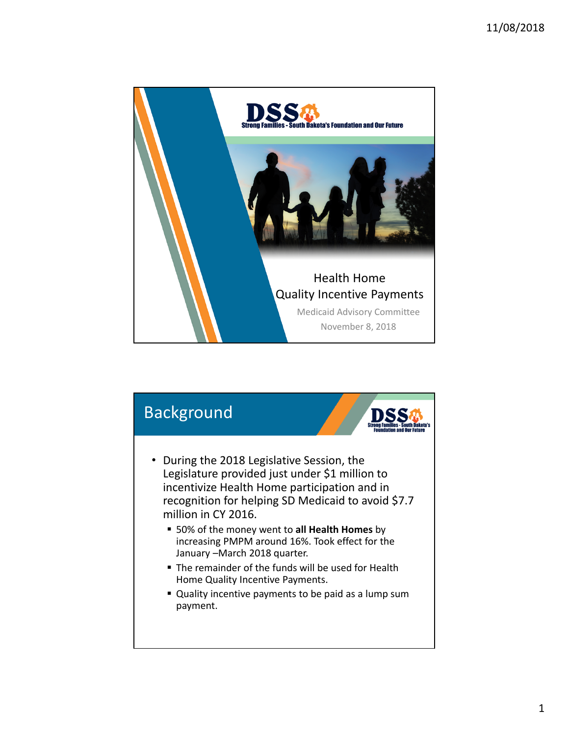# Health Home Quality Incentive Payments

Medicaid Advisory Committee

November 8, 2018

## Background

- During the 2018 Legislative Session, the Legislature provided just under $1 million to incentivize Health Home participation and in recognition for helping SD Medicaid to avoid $7.7 million in CY 2016.
  - 50% of the money went to **all Health Homes** by increasing PMPM around 16%. Took effect for the January –March 2018 quarter.
  - The remainder of the funds will be used for Health Home Quality Incentive Payments.
  - Quality incentive payments to be paid as a lump sum payment.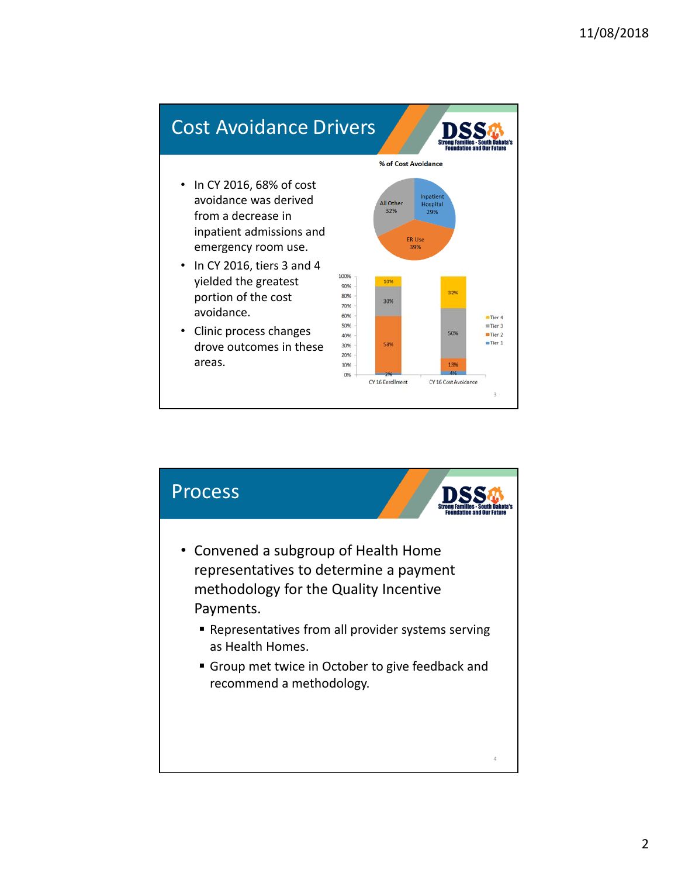## Cost Avoidance Drivers

- In CY 2016, 68% of cost avoidance was derived from a decrease in inpatient admissions and emergency room use.
- In CY 2016, tiers 3 and 4 yielded the greatest portion of the cost avoidance.
- Clinic process changes drove outcomes in these areas.

**% of Cost Avoidance**

| Category | % |
|---|---|
| Inpatient Hospital | 29% |
| ER Use | 39% |
| All Other | 32% |

| Tier | CY 16 Enrollment | CY 16 Cost Avoidance |
|---|---|---|
| Tier 4 | 10% | 32% |
| Tier 3 | 30% | 50% |
| Tier 2 | 58% | 13% |
| Tier 1 | 2% | 4% |

## Process

- Convened a subgroup of Health Home representatives to determine a payment methodology for the Quality Incentive Payments.
  - Representatives from all provider systems serving as Health Homes.
  - Group met twice in October to give feedback and recommend a methodology.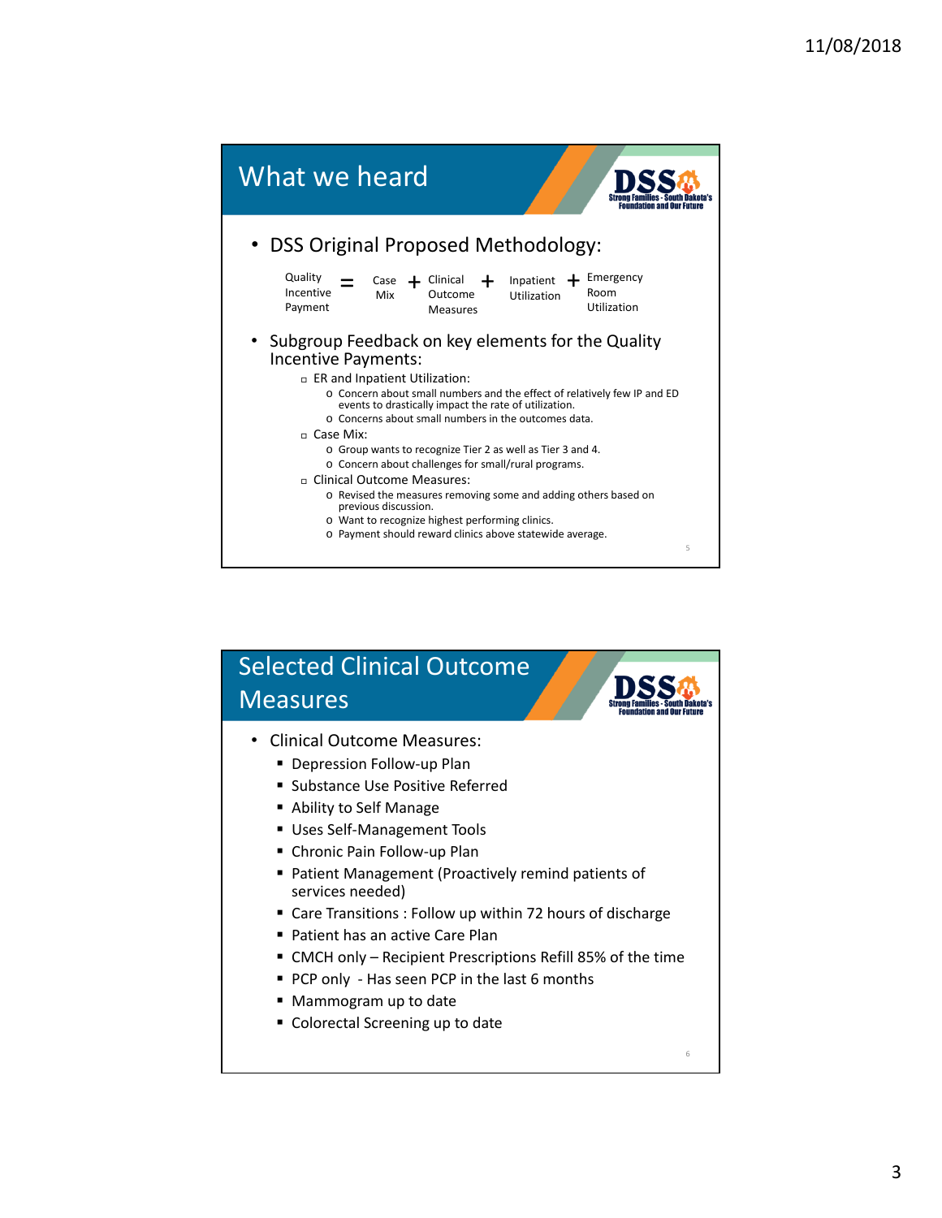## What we heard

- DSS Original Proposed Methodology:

Quality Incentive Payment = Case Mix + Clinical Outcome Measures + Inpatient Utilization + Emergency Room Utilization

- Subgroup Feedback on key elements for the Quality Incentive Payments:
  - ER and Inpatient Utilization:
    - Concern about small numbers and the effect of relatively few IP and ED events to drastically impact the rate of utilization.
    - Concerns about small numbers in the outcomes data.
  - Case Mix:
    - Group wants to recognize Tier 2 as well as Tier 3 and 4.
    - Concern about challenges for small/rural programs.
  - Clinical Outcome Measures:
    - Revised the measures removing some and adding others based on previous discussion.
    - Want to recognize highest performing clinics.
    - Payment should reward clinics above statewide average.

## Selected Clinical Outcome Measures

- Clinical Outcome Measures:
  - Depression Follow-up Plan
  - Substance Use Positive Referred
  - Ability to Self Manage
  - Uses Self-Management Tools
  - Chronic Pain Follow-up Plan
  - Patient Management (Proactively remind patients of services needed)
  - Care Transitions : Follow up within 72 hours of discharge
  - Patient has an active Care Plan
  - CMCH only – Recipient Prescriptions Refill 85% of the time
  - PCP only - Has seen PCP in the last 6 months
  - Mammogram up to date
  - Colorectal Screening up to date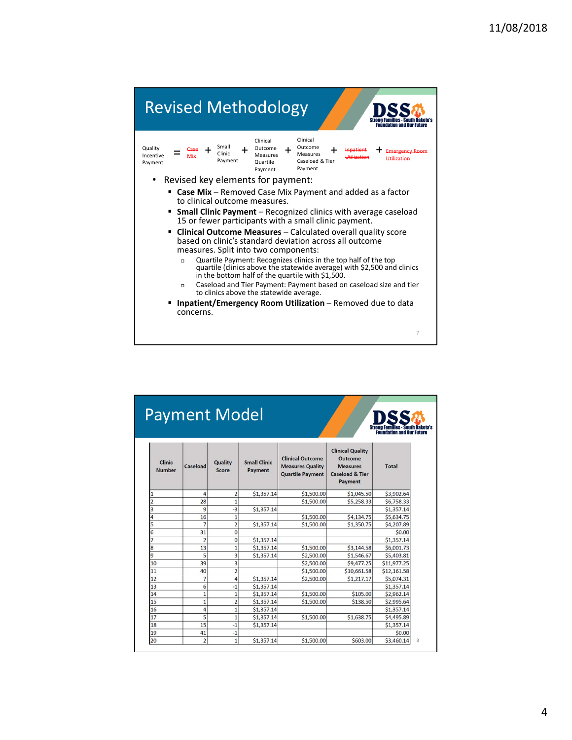## Revised Methodology

Quality Incentive Payment = ~~Case Mix~~ + Small Clinic Payment + Clinical Outcome Measures Quartile Payment + Clinical Outcome Measures Caseload & Tier Payment + ~~Inpatient Utilization~~ + ~~Emergency Room Utilization~~

- Revised key elements for payment:
  - **Case Mix** – Removed Case Mix Payment and added as a factor to clinical outcome measures.
  - **Small Clinic Payment** – Recognized clinics with average caseload 15 or fewer participants with a small clinic payment.
  - **Clinical Outcome Measures** – Calculated overall quality score based on clinic's standard deviation across all outcome measures. Split into two components:
    - Quartile Payment: Recognizes clinics in the top half of the top quartile (clinics above the statewide average) with $2,500 and clinics in the bottom half of the quartile with $1,500.
    - Caseload and Tier Payment: Payment based on caseload size and tier to clinics above the statewide average.
  - **Inpatient/Emergency Room Utilization** – Removed due to data concerns.

## Payment Model

| Clinic Number | Caseload | Quality Score | Small Clinic Payment | Clinical Outcome Measures Quality Quartile Payment | Clinical Quality Outcome Measures Caseload & Tier Payment | Total |
|---|---|---|---|---|---|---|
| 1 | 4 | 2 | $1,357.14 | $1,500.00 | $1,045.50 | $3,902.64 |
| 2 | 28 | 1 | | $1,500.00 | $5,258.33 | $6,758.33 |
| 3 | 9 | -3 | $1,357.14 | | | $1,357.14 |
| 4 | 16 | 1 | | $1,500.00 | $4,134.75 | $5,634.75 |
| 5 | 7 | 2 | $1,357.14 | $1,500.00 | $1,350.75 | $4,207.89 |
| 6 | 31 | 0 | | | | $0.00 |
| 7 | 2 | 0 | $1,357.14 | | | $1,357.14 |
| 8 | 13 | 1 | $1,357.14 | $1,500.00 | $3,144.58 | $6,001.73 |
| 9 | 5 | 3 | $1,357.14 | $2,500.00 | $1,546.67 | $5,403.81 |
| 10 | 39 | 3 | | $2,500.00 | $9,477.25 | $11,977.25 |
| 11 | 40 | 2 | | $1,500.00 | $10,661.58 | $12,161.58 |
| 12 | 7 | 4 | $1,357.14 | $2,500.00 | $1,217.17 | $5,074.31 |
| 13 | 6 | -1 | $1,357.14 | | | $1,357.14 |
| 14 | 1 | 1 | $1,357.14 | $1,500.00 | $105.00 | $2,962.14 |
| 15 | 1 | 2 | $1,357.14 | $1,500.00 | $138.50 | $2,995.64 |
| 16 | 4 | -1 | $1,357.14 | | | $1,357.14 |
| 17 | 5 | 1 | $1,357.14 | $1,500.00 | $1,638.75 | $4,495.89 |
| 18 | 15 | -1 | $1,357.14 | | | $1,357.14 |
| 19 | 41 | -1 | | | | $0.00 |
| 20 | 2 | 1 | $1,357.14 | $1,500.00 | $603.00 | $3,460.14 |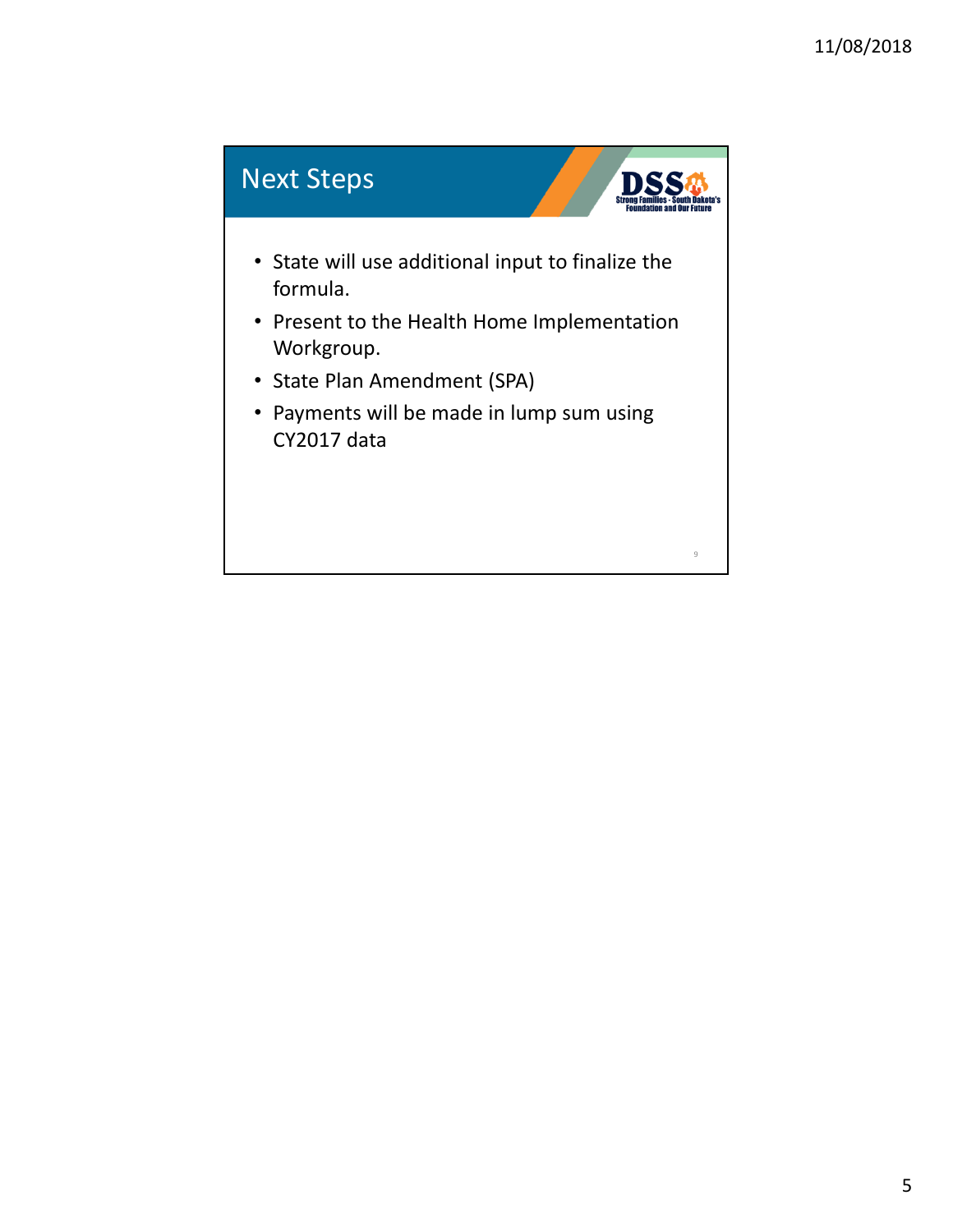## Next Steps

- State will use additional input to finalize the formula.
- Present to the Health Home Implementation Workgroup.
- State Plan Amendment (SPA)
- Payments will be made in lump sum using CY2017 data